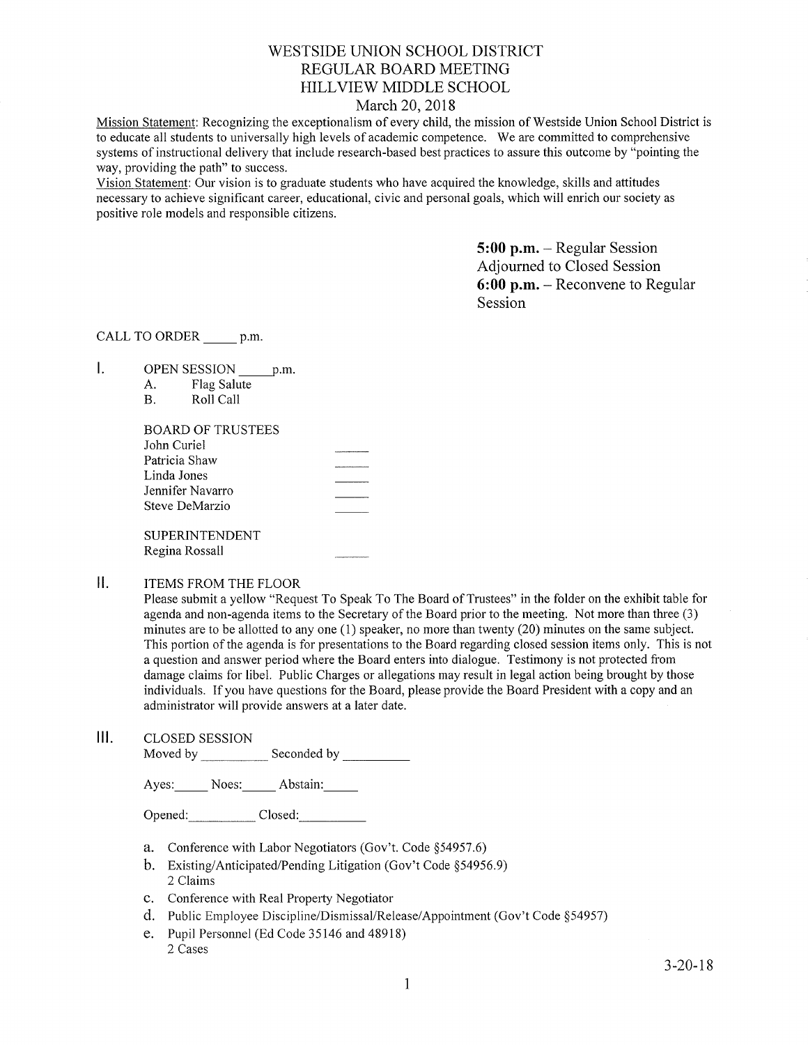# WESTSIDE UNION SCHOOL DISTRICT
## REGULAR BOARD MEETING
## HILLVIEW MIDDLE SCHOOL
### March 20, 2018

Mission Statement: Recognizing the exceptionalism of every child, the mission of Westside Union School District is to educate all students to universally high levels of academic competence. We are committed to comprehensive systems of instructional delivery that include research-based best practices to assure this outcome by "pointing the way, providing the path" to success.

Vision Statement: Our vision is to graduate students who have acquired the knowledge, skills and attitudes necessary to achieve significant career, educational, civic and personal goals, which will enrich our society as positive role models and responsible citizens.

**5:00 p.m.** – Regular Session Adjourned to Closed Session
**6:00 p.m.** – Reconvene to Regular Session

CALL TO ORDER _____ p.m.

I. OPEN SESSION _____ p.m.
   A. Flag Salute
   B. Roll Call

   BOARD OF TRUSTEES
   John Curiel _____
   Patricia Shaw _____
   Linda Jones _____
   Jennifer Navarro _____
   Steve DeMarzio _____

   SUPERINTENDENT
   Regina Rossall _____

II. ITEMS FROM THE FLOOR

Please submit a yellow "Request To Speak To The Board of Trustees" in the folder on the exhibit table for agenda and non-agenda items to the Secretary of the Board prior to the meeting. Not more than three (3) minutes are to be allotted to any one (1) speaker, no more than twenty (20) minutes on the same subject. This portion of the agenda is for presentations to the Board regarding closed session items only. This is not a question and answer period where the Board enters into dialogue. Testimony is not protected from damage claims for libel. Public Charges or allegations may result in legal action being brought by those individuals. If you have questions for the Board, please provide the Board President with a copy and an administrator will provide answers at a later date.

III. CLOSED SESSION

Moved by __________ Seconded by __________

Ayes:_____ Noes:_____ Abstain:_____

Opened:__________ Closed:__________

a. Conference with Labor Negotiators (Gov't. Code §54957.6)
b. Existing/Anticipated/Pending Litigation (Gov't Code §54956.9)
   2 Claims
c. Conference with Real Property Negotiator
d. Public Employee Discipline/Dismissal/Release/Appointment (Gov't Code §54957)
e. Pupil Personnel (Ed Code 35146 and 48918)
   2 Cases

3-20-18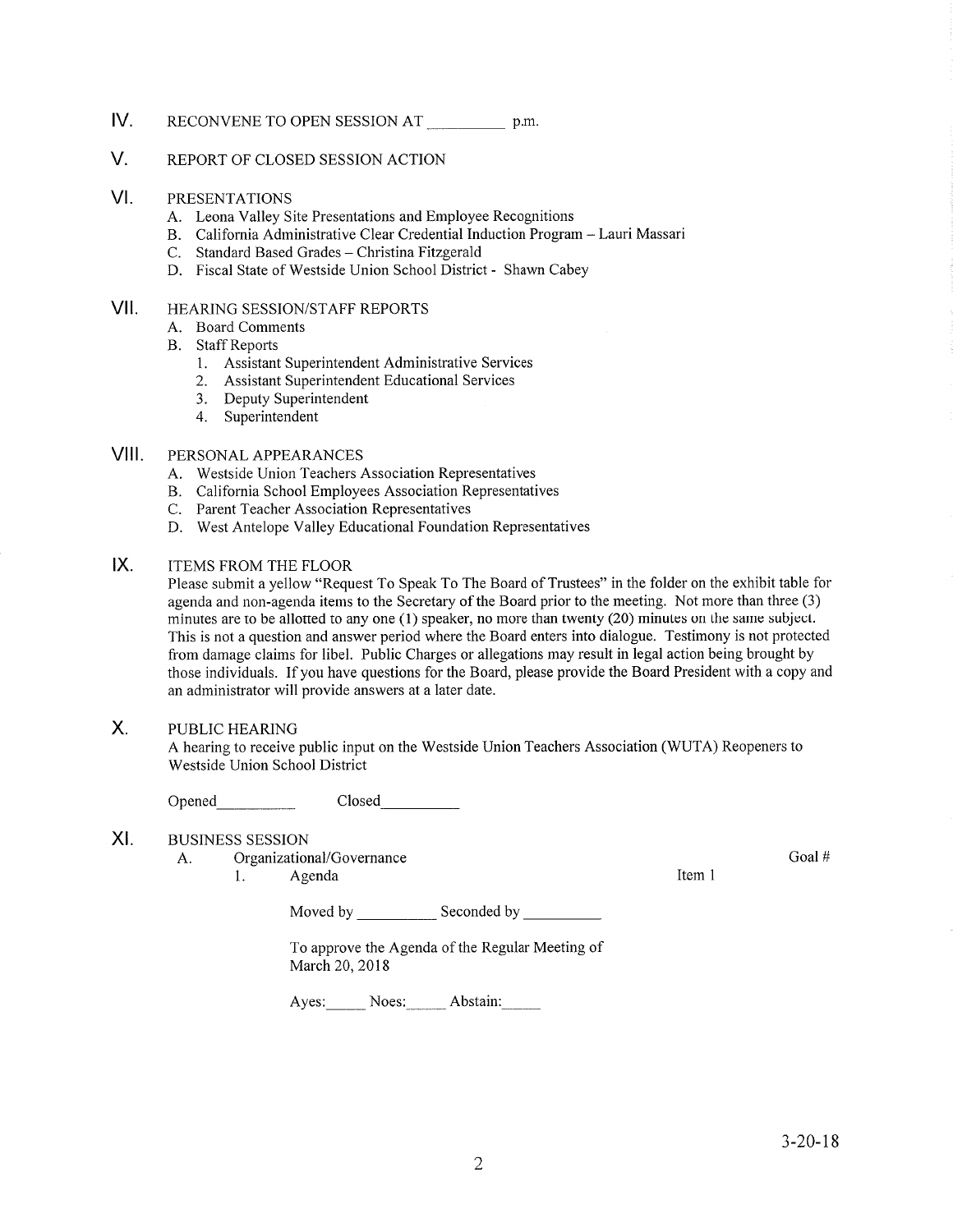## IV. RECONVENE TO OPEN SESSION AT __________ p.m.

## V. REPORT OF CLOSED SESSION ACTION

## VI. PRESENTATIONS

A. Leona Valley Site Presentations and Employee Recognitions
B. California Administrative Clear Credential Induction Program – Lauri Massari
C. Standard Based Grades – Christina Fitzgerald
D. Fiscal State of Westside Union School District - Shawn Cabey

## VII. HEARING SESSION/STAFF REPORTS

A. Board Comments
B. Staff Reports
   1. Assistant Superintendent Administrative Services
   2. Assistant Superintendent Educational Services
   3. Deputy Superintendent
   4. Superintendent

## VIII. PERSONAL APPEARANCES

A. Westside Union Teachers Association Representatives
B. California School Employees Association Representatives
C. Parent Teacher Association Representatives
D. West Antelope Valley Educational Foundation Representatives

## IX. ITEMS FROM THE FLOOR

Please submit a yellow "Request To Speak To The Board of Trustees" in the folder on the exhibit table for agenda and non-agenda items to the Secretary of the Board prior to the meeting. Not more than three (3) minutes are to be allotted to any one (1) speaker, no more than twenty (20) minutes on the same subject. This is not a question and answer period where the Board enters into dialogue. Testimony is not protected from damage claims for libel. Public Charges or allegations may result in legal action being brought by those individuals. If you have questions for the Board, please provide the Board President with a copy and an administrator will provide answers at a later date.

## X. PUBLIC HEARING

A hearing to receive public input on the Westside Union Teachers Association (WUTA) Reopeners to Westside Union School District

Opened__________ Closed__________

## XI. BUSINESS SESSION

A. Organizational/Governance — Goal #

1. Agenda — Item 1

   Moved by __________ Seconded by __________

   To approve the Agenda of the Regular Meeting of March 20, 2018

   Ayes:_____ Noes:_____ Abstain:_____

3-20-18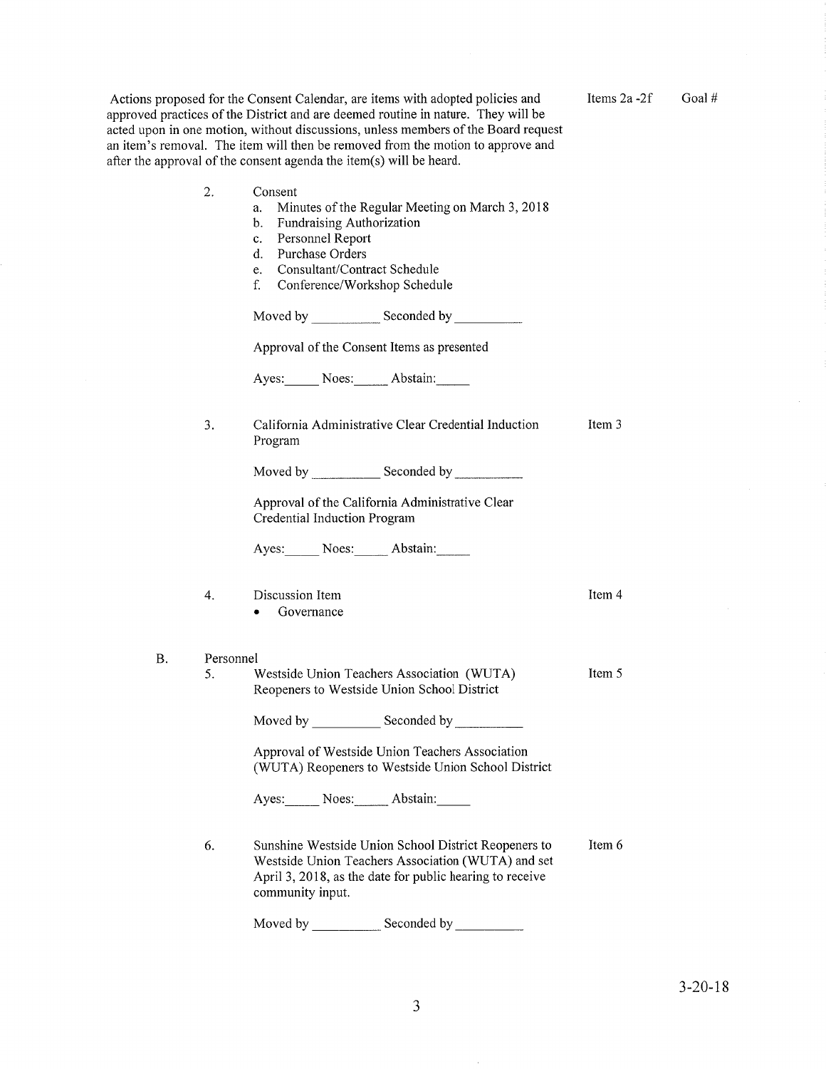Actions proposed for the Consent Calendar, are items with adopted policies and approved practices of the District and are deemed routine in nature. They will be acted upon in one motion, without discussions, unless members of the Board request an item's removal. The item will then be removed from the motion to approve and after the approval of the consent agenda the item(s) will be heard.

Items 2a -2f Goal #

2. Consent
   a. Minutes of the Regular Meeting on March 3, 2018
   b. Fundraising Authorization
   c. Personnel Report
   d. Purchase Orders
   e. Consultant/Contract Schedule
   f. Conference/Workshop Schedule

   Moved by __________ Seconded by __________

   Approval of the Consent Items as presented

   Ayes:_____ Noes:_____ Abstain:_____

3. California Administrative Clear Credential Induction Program — Item 3

   Moved by __________ Seconded by __________

   Approval of the California Administrative Clear Credential Induction Program

   Ayes:_____ Noes:_____ Abstain:_____

4. Discussion Item — Item 4
   - Governance

B. Personnel

5. Westside Union Teachers Association (WUTA) Reopeners to Westside Union School District — Item 5

   Moved by __________ Seconded by __________

   Approval of Westside Union Teachers Association (WUTA) Reopeners to Westside Union School District

   Ayes:_____ Noes:_____ Abstain:_____

6. Sunshine Westside Union School District Reopeners to Westside Union Teachers Association (WUTA) and set April 3, 2018, as the date for public hearing to receive community input. — Item 6

   Moved by __________ Seconded by __________

3-20-18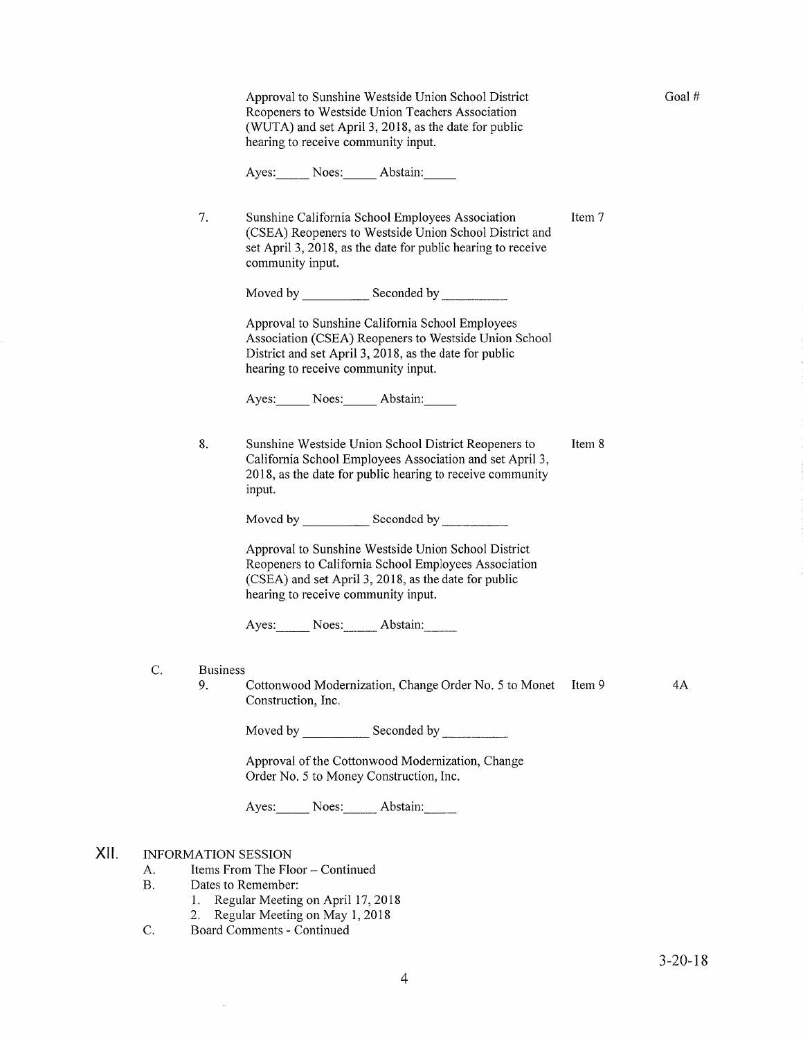Goal #

Approval to Sunshine Westside Union School District Reopeners to Westside Union Teachers Association (WUTA) and set April 3, 2018, as the date for public hearing to receive community input.

Ayes:_____ Noes:_____ Abstain:_____

7. Sunshine California School Employees Association (CSEA) Reopeners to Westside Union School District and set April 3, 2018, as the date for public hearing to receive community input. — Item 7

   Moved by __________ Seconded by __________

   Approval to Sunshine California School Employees Association (CSEA) Reopeners to Westside Union School District and set April 3, 2018, as the date for public hearing to receive community input.

   Ayes:_____ Noes:_____ Abstain:_____

8. Sunshine Westside Union School District Reopeners to California School Employees Association and set April 3, 2018, as the date for public hearing to receive community input. — Item 8

   Moved by __________ Seconded by __________

   Approval to Sunshine Westside Union School District Reopeners to California School Employees Association (CSEA) and set April 3, 2018, as the date for public hearing to receive community input.

   Ayes:_____ Noes:_____ Abstain:_____

C. Business

9. Cottonwood Modernization, Change Order No. 5 to Monet Construction, Inc. — Item 9 — 4A

   Moved by __________ Seconded by __________

   Approval of the Cottonwood Modernization, Change Order No. 5 to Money Construction, Inc.

   Ayes:_____ Noes:_____ Abstain:_____

## XII. INFORMATION SESSION

A. Items From The Floor – Continued

B. Dates to Remember:
   1. Regular Meeting on April 17, 2018
   2. Regular Meeting on May 1, 2018

C. Board Comments - Continued

3-20-18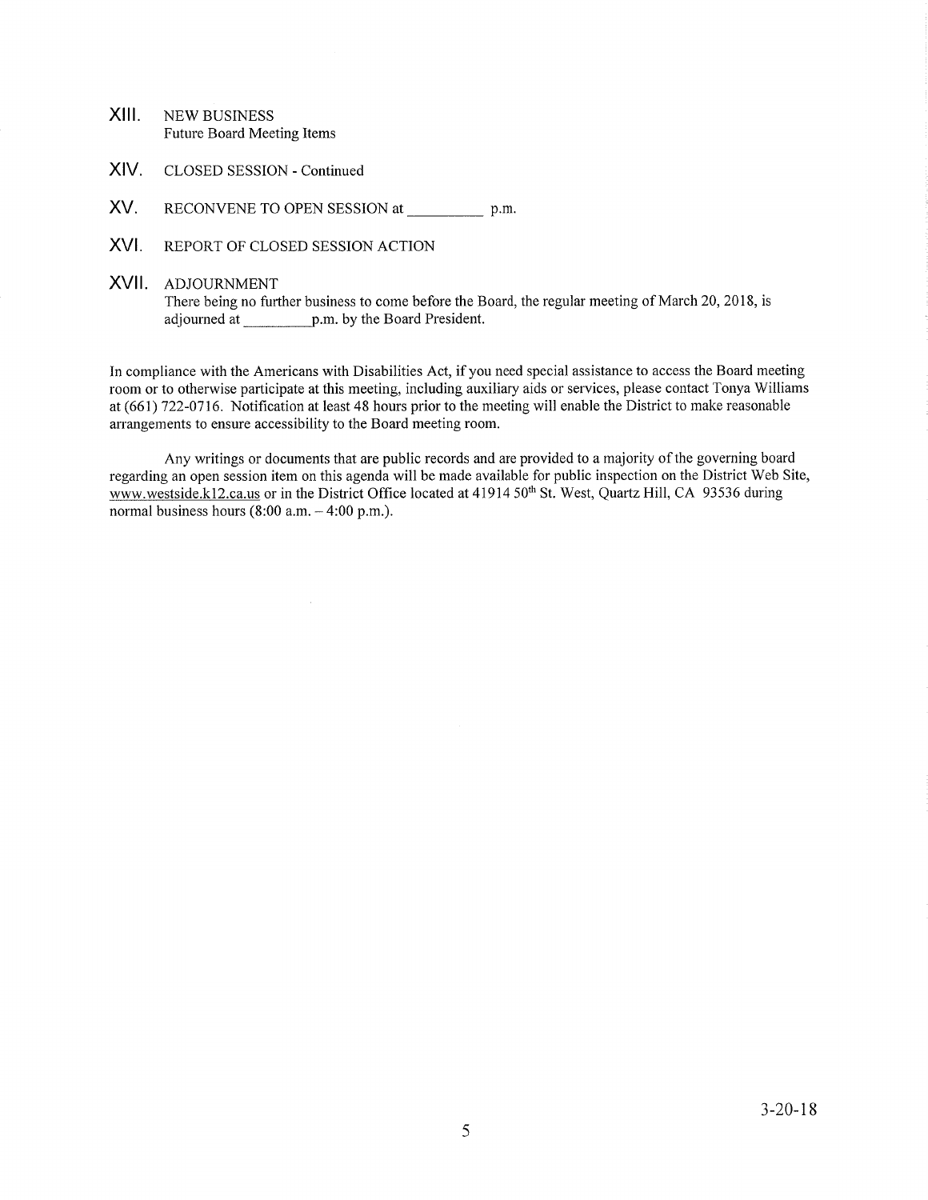XIII. NEW BUSINESS
Future Board Meeting Items

XIV. CLOSED SESSION - Continued

XV. RECONVENE TO OPEN SESSION at __________ p.m.

XVI. REPORT OF CLOSED SESSION ACTION

XVII. ADJOURNMENT
There being no further business to come before the Board, the regular meeting of March 20, 2018, is adjourned at __________p.m. by the Board President.

In compliance with the Americans with Disabilities Act, if you need special assistance to access the Board meeting room or to otherwise participate at this meeting, including auxiliary aids or services, please contact Tonya Williams at (661) 722-0716. Notification at least 48 hours prior to the meeting will enable the District to make reasonable arrangements to ensure accessibility to the Board meeting room.

Any writings or documents that are public records and are provided to a majority of the governing board regarding an open session item on this agenda will be made available for public inspection on the District Web Site, www.westside.k12.ca.us or in the District Office located at 41914 50th St. West, Quartz Hill, CA 93536 during normal business hours (8:00 a.m. – 4:00 p.m.).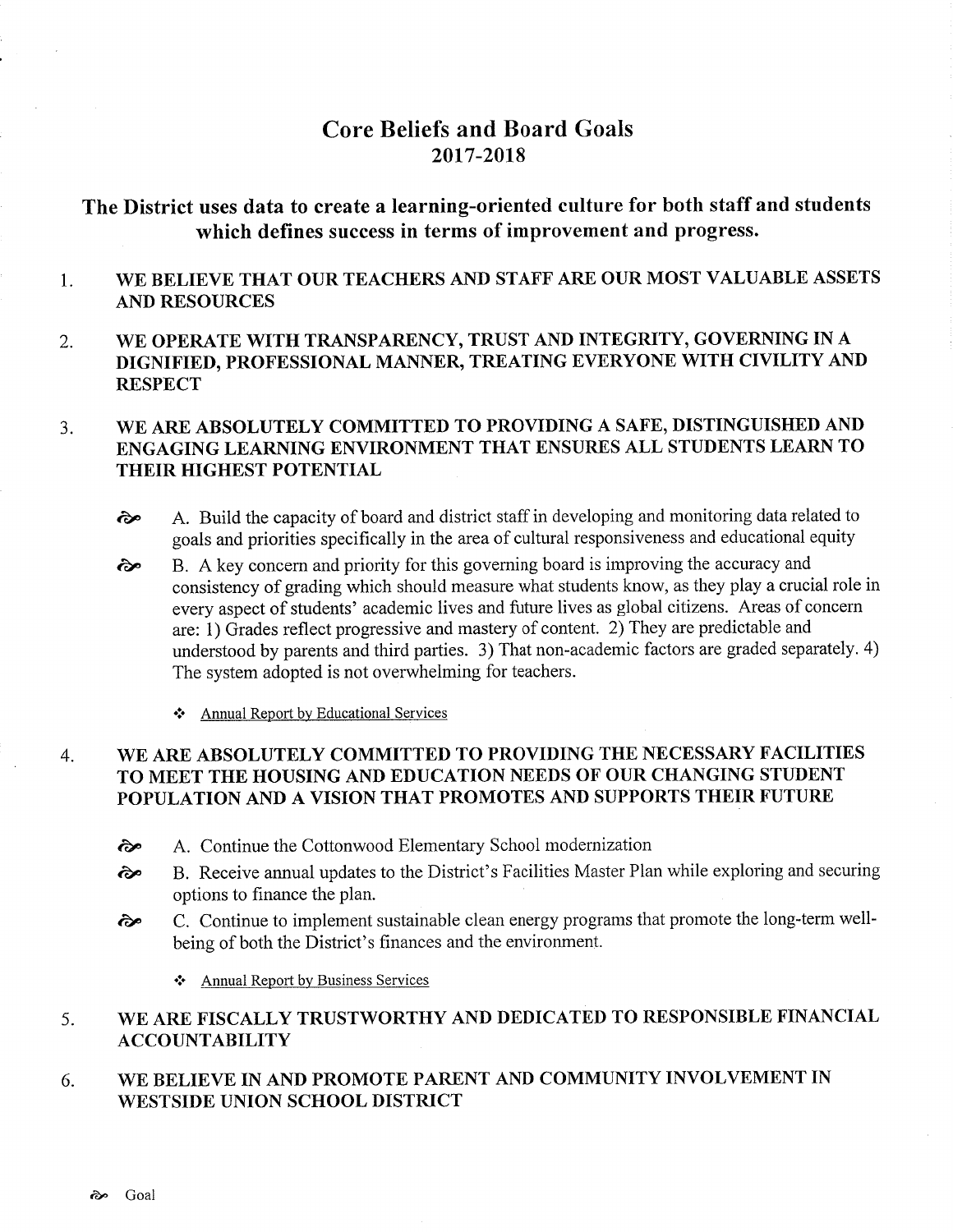# Core Beliefs and Board Goals
## 2017-2018

## The District uses data to create a learning-oriented culture for both staff and students which defines success in terms of improvement and progress.

1. **WE BELIEVE THAT OUR TEACHERS AND STAFF ARE OUR MOST VALUABLE ASSETS AND RESOURCES**

2. **WE OPERATE WITH TRANSPARENCY, TRUST AND INTEGRITY, GOVERNING IN A DIGNIFIED, PROFESSIONAL MANNER, TREATING EVERYONE WITH CIVILITY AND RESPECT**

3. **WE ARE ABSOLUTELY COMMITTED TO PROVIDING A SAFE, DISTINGUISHED AND ENGAGING LEARNING ENVIRONMENT THAT ENSURES ALL STUDENTS LEARN TO THEIR HIGHEST POTENTIAL**

   - ☙ A. Build the capacity of board and district staff in developing and monitoring data related to goals and priorities specifically in the area of cultural responsiveness and educational equity
   - ☙ B. A key concern and priority for this governing board is improving the accuracy and consistency of grading which should measure what students know, as they play a crucial role in every aspect of students' academic lives and future lives as global citizens. Areas of concern are: 1) Grades reflect progressive and mastery of content. 2) They are predictable and understood by parents and third parties. 3) That non-academic factors are graded separately. 4) The system adopted is not overwhelming for teachers.

     - ❖ Annual Report by Educational Services

4. **WE ARE ABSOLUTELY COMMITTED TO PROVIDING THE NECESSARY FACILITIES TO MEET THE HOUSING AND EDUCATION NEEDS OF OUR CHANGING STUDENT POPULATION AND A VISION THAT PROMOTES AND SUPPORTS THEIR FUTURE**

   - ☙ A. Continue the Cottonwood Elementary School modernization
   - ☙ B. Receive annual updates to the District's Facilities Master Plan while exploring and securing options to finance the plan.
   - ☙ C. Continue to implement sustainable clean energy programs that promote the long-term well-being of both the District's finances and the environment.

     - ❖ Annual Report by Business Services

5. **WE ARE FISCALLY TRUSTWORTHY AND DEDICATED TO RESPONSIBLE FINANCIAL ACCOUNTABILITY**

6. **WE BELIEVE IN AND PROMOTE PARENT AND COMMUNITY INVOLVEMENT IN WESTSIDE UNION SCHOOL DISTRICT**

☙ Goal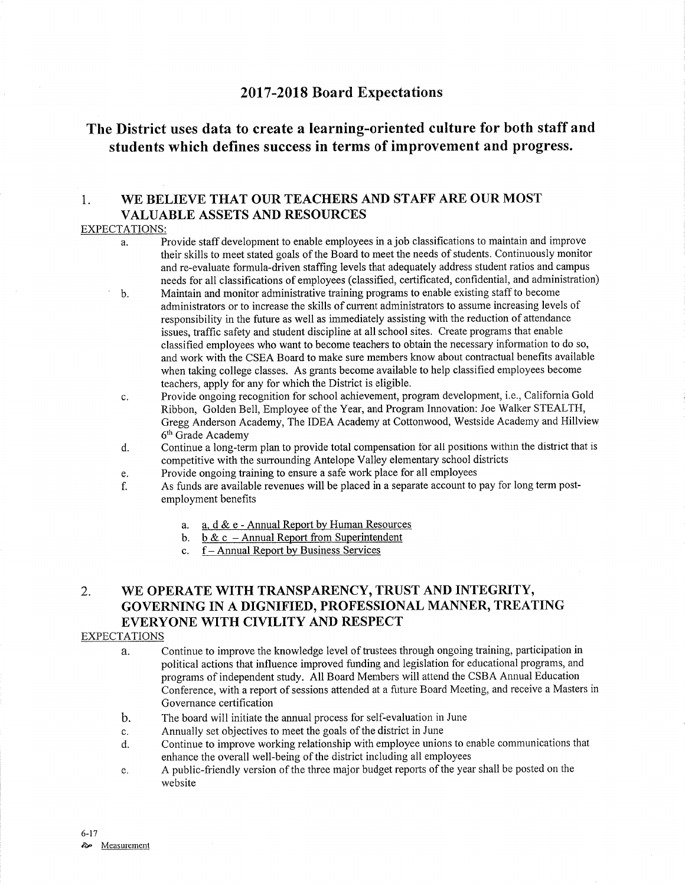# 2017-2018 Board Expectations

## The District uses data to create a learning-oriented culture for both staff and students which defines success in terms of improvement and progress.

### 1. WE BELIEVE THAT OUR TEACHERS AND STAFF ARE OUR MOST VALUABLE ASSETS AND RESOURCES

EXPECTATIONS:

a. Provide staff development to enable employees in a job classifications to maintain and improve their skills to meet stated goals of the Board to meet the needs of students. Continuously monitor and re-evaluate formula-driven staffing levels that adequately address student ratios and campus needs for all classifications of employees (classified, certificated, confidential, and administration)

b. Maintain and monitor administrative training programs to enable existing staff to become administrators or to increase the skills of current administrators to assume increasing levels of responsibility in the future as well as immediately assisting with the reduction of attendance issues, traffic safety and student discipline at all school sites. Create programs that enable classified employees who want to become teachers to obtain the necessary information to do so, and work with the CSEA Board to make sure members know about contractual benefits available when taking college classes. As grants become available to help classified employees become teachers, apply for any for which the District is eligible.

c. Provide ongoing recognition for school achievement, program development, i.e., California Gold Ribbon, Golden Bell, Employee of the Year, and Program Innovation: Joe Walker STEALTH, Gregg Anderson Academy, The IDEA Academy at Cottonwood, Westside Academy and Hillview 6th Grade Academy

d. Continue a long-term plan to provide total compensation for all positions within the district that is competitive with the surrounding Antelope Valley elementary school districts

e. Provide ongoing training to ensure a safe work place for all employees

f. As funds are available revenues will be placed in a separate account to pay for long term post-employment benefits

   a. a, d & e - Annual Report by Human Resources
   b. b & c – Annual Report from Superintendent
   c. f – Annual Report by Business Services

### 2. WE OPERATE WITH TRANSPARENCY, TRUST AND INTEGRITY, GOVERNING IN A DIGNIFIED, PROFESSIONAL MANNER, TREATING EVERYONE WITH CIVILITY AND RESPECT

EXPECTATIONS

a. Continue to improve the knowledge level of trustees through ongoing training, participation in political actions that influence improved funding and legislation for educational programs, and programs of independent study. All Board Members will attend the CSBA Annual Education Conference, with a report of sessions attended at a future Board Meeting, and receive a Masters in Governance certification

b. The board will initiate the annual process for self-evaluation in June

c. Annually set objectives to meet the goals of the district in June

d. Continue to improve working relationship with employee unions to enable communications that enhance the overall well-being of the district including all employees

e. A public-friendly version of the three major budget reports of the year shall be posted on the website

6-17

Measurement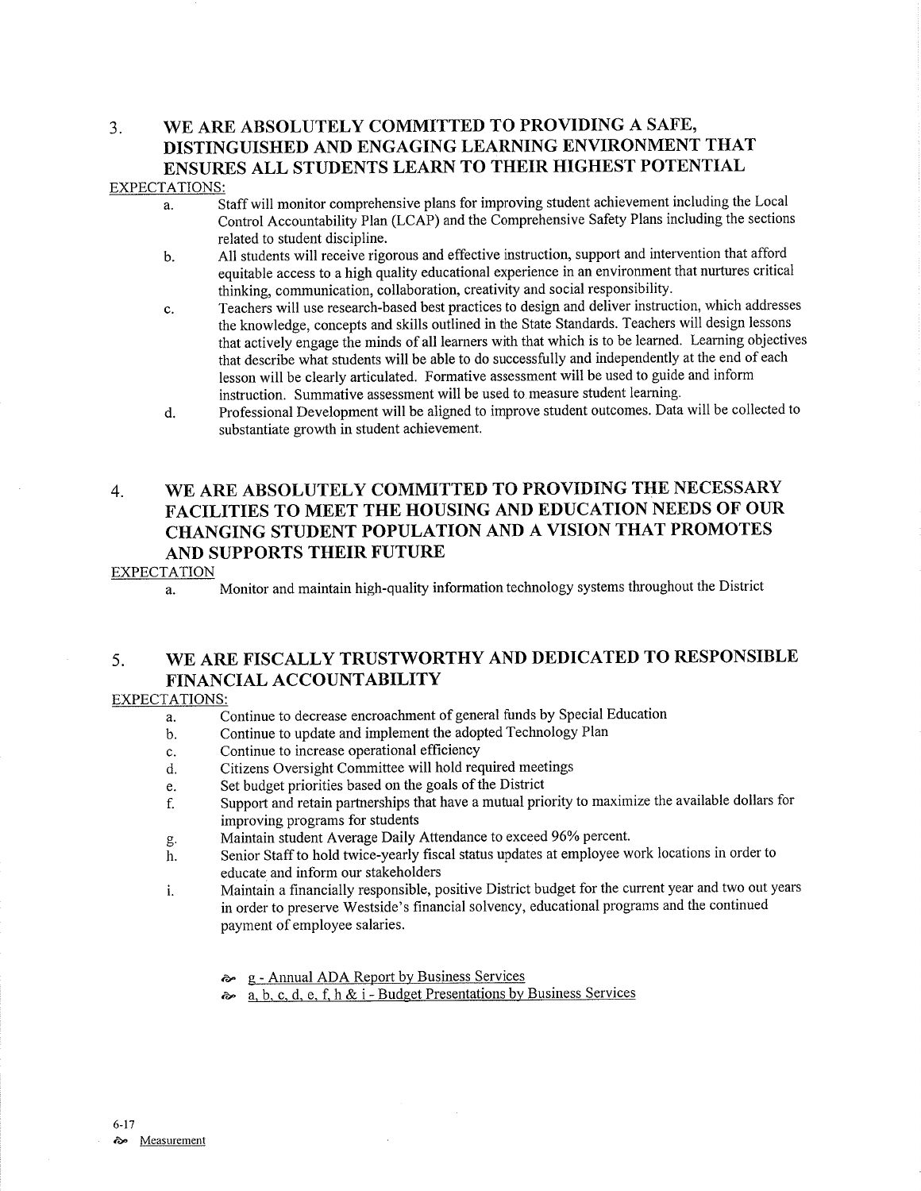## 3. WE ARE ABSOLUTELY COMMITTED TO PROVIDING A SAFE, DISTINGUISHED AND ENGAGING LEARNING ENVIRONMENT THAT ENSURES ALL STUDENTS LEARN TO THEIR HIGHEST POTENTIAL

EXPECTATIONS:

a. Staff will monitor comprehensive plans for improving student achievement including the Local Control Accountability Plan (LCAP) and the Comprehensive Safety Plans including the sections related to student discipline.

b. All students will receive rigorous and effective instruction, support and intervention that afford equitable access to a high quality educational experience in an environment that nurtures critical thinking, communication, collaboration, creativity and social responsibility.

c. Teachers will use research-based best practices to design and deliver instruction, which addresses the knowledge, concepts and skills outlined in the State Standards. Teachers will design lessons that actively engage the minds of all learners with that which is to be learned. Learning objectives that describe what students will be able to do successfully and independently at the end of each lesson will be clearly articulated. Formative assessment will be used to guide and inform instruction. Summative assessment will be used to measure student learning.

d. Professional Development will be aligned to improve student outcomes. Data will be collected to substantiate growth in student achievement.

## 4. WE ARE ABSOLUTELY COMMITTED TO PROVIDING THE NECESSARY FACILITIES TO MEET THE HOUSING AND EDUCATION NEEDS OF OUR CHANGING STUDENT POPULATION AND A VISION THAT PROMOTES AND SUPPORTS THEIR FUTURE

EXPECTATION

a. Monitor and maintain high-quality information technology systems throughout the District

## 5. WE ARE FISCALLY TRUSTWORTHY AND DEDICATED TO RESPONSIBLE FINANCIAL ACCOUNTABILITY

EXPECTATIONS:

a. Continue to decrease encroachment of general funds by Special Education

b. Continue to update and implement the adopted Technology Plan

c. Continue to increase operational efficiency

d. Citizens Oversight Committee will hold required meetings

e. Set budget priorities based on the goals of the District

f. Support and retain partnerships that have a mutual priority to maximize the available dollars for improving programs for students

g. Maintain student Average Daily Attendance to exceed 96% percent.

h. Senior Staff to hold twice-yearly fiscal status updates at employee work locations in order to educate and inform our stakeholders

i. Maintain a financially responsible, positive District budget for the current year and two out years in order to preserve Westside's financial solvency, educational programs and the continued payment of employee salaries.

- g - Annual ADA Report by Business Services
- a, b, c, d, e, f, h & i - Budget Presentations by Business Services

6-17

Measurement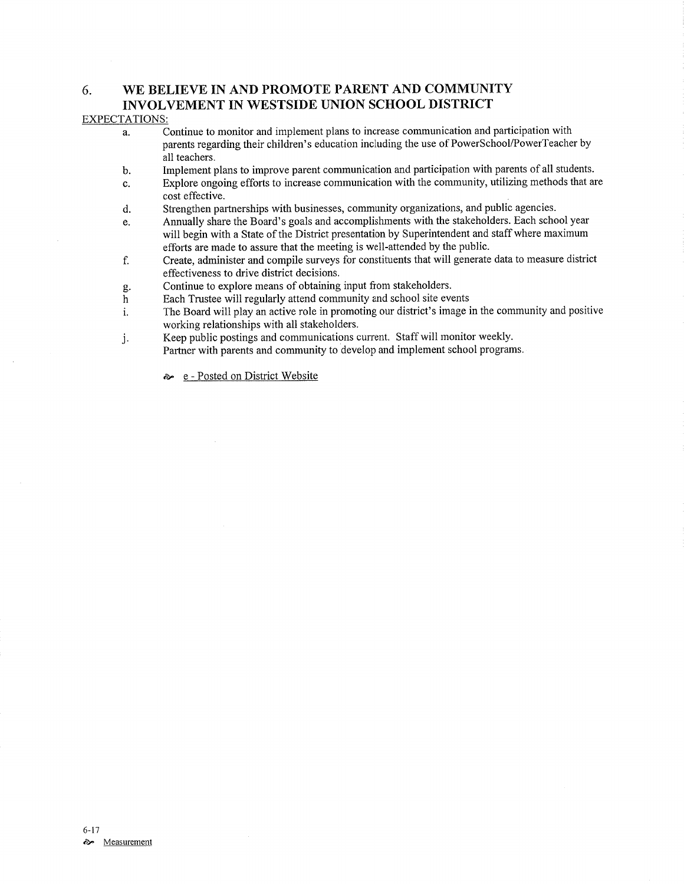## 6. WE BELIEVE IN AND PROMOTE PARENT AND COMMUNITY INVOLVEMENT IN WESTSIDE UNION SCHOOL DISTRICT

EXPECTATIONS:

a. Continue to monitor and implement plans to increase communication and participation with parents regarding their children's education including the use of PowerSchool/PowerTeacher by all teachers.

b. Implement plans to improve parent communication and participation with parents of all students.

c. Explore ongoing efforts to increase communication with the community, utilizing methods that are cost effective.

d. Strengthen partnerships with businesses, community organizations, and public agencies.

e. Annually share the Board's goals and accomplishments with the stakeholders. Each school year will begin with a State of the District presentation by Superintendent and staff where maximum efforts are made to assure that the meeting is well-attended by the public.

f. Create, administer and compile surveys for constituents that will generate data to measure district effectiveness to drive district decisions.

g. Continue to explore means of obtaining input from stakeholders.

h Each Trustee will regularly attend community and school site events

i. The Board will play an active role in promoting our district's image in the community and positive working relationships with all stakeholders.

j. Keep public postings and communications current. Staff will monitor weekly.
Partner with parents and community to develop and implement school programs.

- e - Posted on District Website

6-17

Measurement